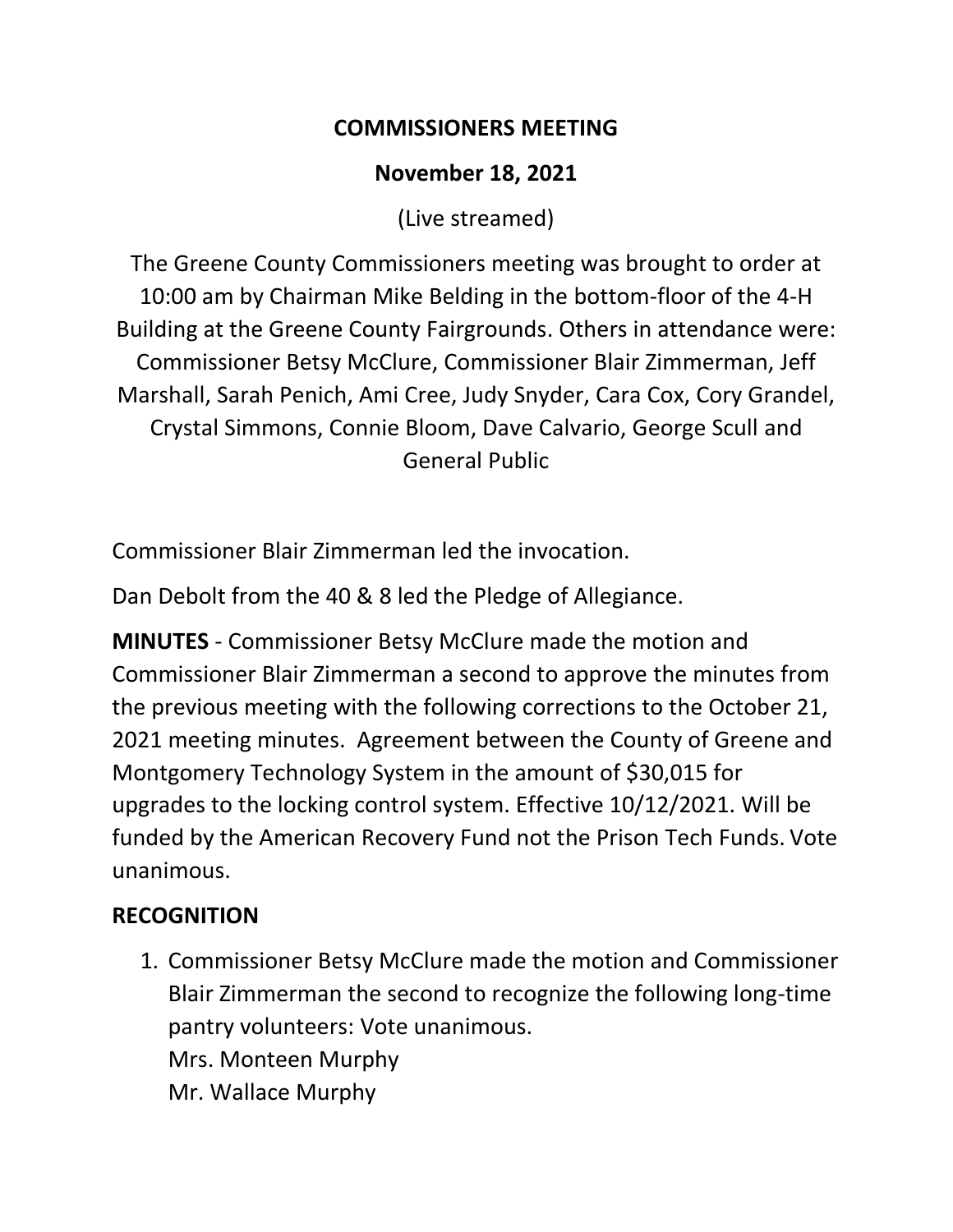# COMMISSIONERS MEETING

## November 18, 2021

(Live streamed)

The Greene County Commissioners meeting was brought to order at 10:00 am by Chairman Mike Belding in the bottom-floor of the 4-H Building at the Greene County Fairgrounds. Others in attendance were: Commissioner Betsy McClure, Commissioner Blair Zimmerman, Jeff Marshall, Sarah Penich, Ami Cree, Judy Snyder, Cara Cox, Cory Grandel, Crystal Simmons, Connie Bloom, Dave Calvario, George Scull and General Public

Commissioner Blair Zimmerman led the invocation.

Dan Debolt from the 40 & 8 led the Pledge of Allegiance.

**MINUTES** - Commissioner Betsy McClure made the motion and Commissioner Blair Zimmerman a second to approve the minutes from the previous meeting with the following corrections to the October 21, 2021 meeting minutes. Agreement between the County of Greene and Montgomery Technology System in the amount of $30,015 for upgrades to the locking control system. Effective 10/12/2021. Will be funded by the American Recovery Fund not the Prison Tech Funds. Vote unanimous.

**RECOGNITION**

1. Commissioner Betsy McClure made the motion and Commissioner Blair Zimmerman the second to recognize the following long-time pantry volunteers: Vote unanimous.
   Mrs. Monteen Murphy
   Mr. Wallace Murphy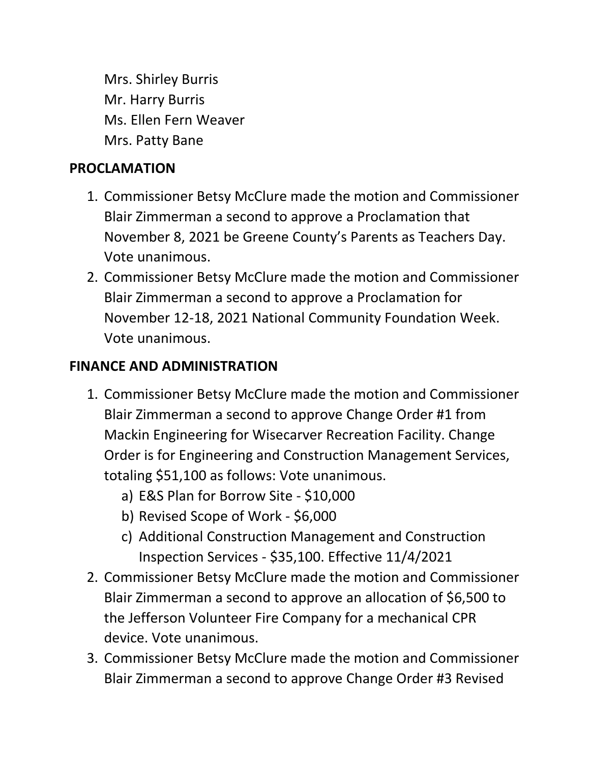Mrs. Shirley Burris
Mr. Harry Burris
Ms. Ellen Fern Weaver
Mrs. Patty Bane

**PROCLAMATION**

1. Commissioner Betsy McClure made the motion and Commissioner Blair Zimmerman a second to approve a Proclamation that November 8, 2021 be Greene County's Parents as Teachers Day. Vote unanimous.
2. Commissioner Betsy McClure made the motion and Commissioner Blair Zimmerman a second to approve a Proclamation for November 12-18, 2021 National Community Foundation Week. Vote unanimous.

**FINANCE AND ADMINISTRATION**

1. Commissioner Betsy McClure made the motion and Commissioner Blair Zimmerman a second to approve Change Order #1 from Mackin Engineering for Wisecarver Recreation Facility. Change Order is for Engineering and Construction Management Services, totaling $51,100 as follows: Vote unanimous.
   a) E&S Plan for Borrow Site - $10,000
   b) Revised Scope of Work - $6,000
   c) Additional Construction Management and Construction Inspection Services - $35,100. Effective 11/4/2021
2. Commissioner Betsy McClure made the motion and Commissioner Blair Zimmerman a second to approve an allocation of $6,500 to the Jefferson Volunteer Fire Company for a mechanical CPR device. Vote unanimous.
3. Commissioner Betsy McClure made the motion and Commissioner Blair Zimmerman a second to approve Change Order #3 Revised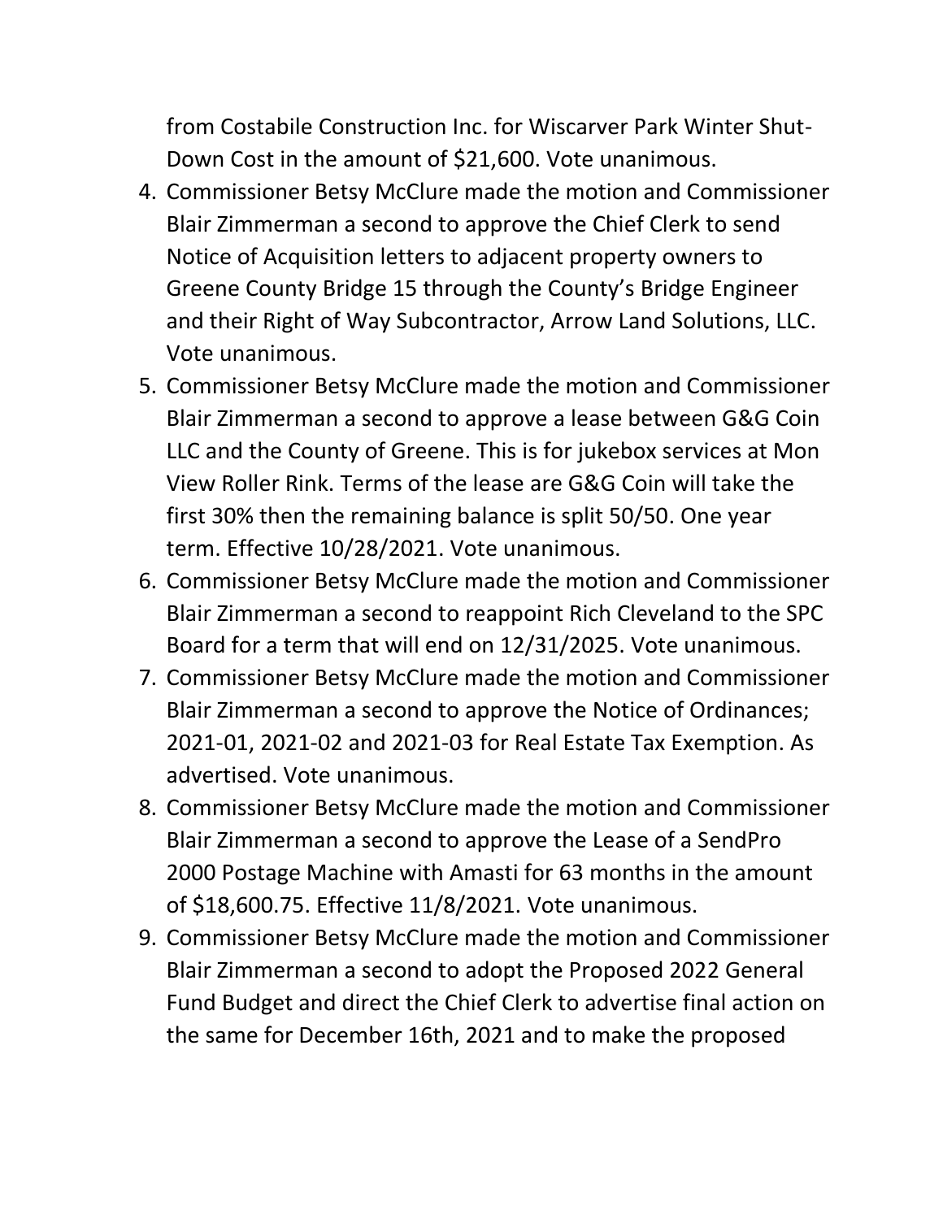from Costabile Construction Inc. for Wiscarver Park Winter Shut-Down Cost in the amount of $21,600. Vote unanimous.

4. Commissioner Betsy McClure made the motion and Commissioner Blair Zimmerman a second to approve the Chief Clerk to send Notice of Acquisition letters to adjacent property owners to Greene County Bridge 15 through the County's Bridge Engineer and their Right of Way Subcontractor, Arrow Land Solutions, LLC. Vote unanimous.
5. Commissioner Betsy McClure made the motion and Commissioner Blair Zimmerman a second to approve a lease between G&G Coin LLC and the County of Greene. This is for jukebox services at Mon View Roller Rink. Terms of the lease are G&G Coin will take the first 30% then the remaining balance is split 50/50. One year term. Effective 10/28/2021. Vote unanimous.
6. Commissioner Betsy McClure made the motion and Commissioner Blair Zimmerman a second to reappoint Rich Cleveland to the SPC Board for a term that will end on 12/31/2025. Vote unanimous.
7. Commissioner Betsy McClure made the motion and Commissioner Blair Zimmerman a second to approve the Notice of Ordinances; 2021-01, 2021-02 and 2021-03 for Real Estate Tax Exemption. As advertised. Vote unanimous.
8. Commissioner Betsy McClure made the motion and Commissioner Blair Zimmerman a second to approve the Lease of a SendPro 2000 Postage Machine with Amasti for 63 months in the amount of $18,600.75. Effective 11/8/2021. Vote unanimous.
9. Commissioner Betsy McClure made the motion and Commissioner Blair Zimmerman a second to adopt the Proposed 2022 General Fund Budget and direct the Chief Clerk to advertise final action on the same for December 16th, 2021 and to make the proposed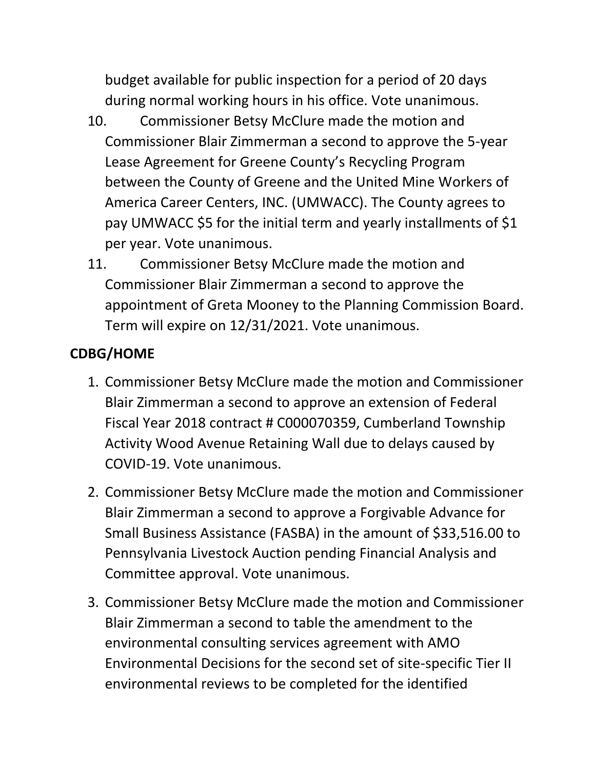budget available for public inspection for a period of 20 days during normal working hours in his office. Vote unanimous.

10. Commissioner Betsy McClure made the motion and Commissioner Blair Zimmerman a second to approve the 5-year Lease Agreement for Greene County's Recycling Program between the County of Greene and the United Mine Workers of America Career Centers, INC. (UMWACC). The County agrees to pay UMWACC $5 for the initial term and yearly installments of $1 per year. Vote unanimous.
11. Commissioner Betsy McClure made the motion and Commissioner Blair Zimmerman a second to approve the appointment of Greta Mooney to the Planning Commission Board. Term will expire on 12/31/2021. Vote unanimous.

**CDBG/HOME**

1. Commissioner Betsy McClure made the motion and Commissioner Blair Zimmerman a second to approve an extension of Federal Fiscal Year 2018 contract # C000070359, Cumberland Township Activity Wood Avenue Retaining Wall due to delays caused by COVID-19. Vote unanimous.

2. Commissioner Betsy McClure made the motion and Commissioner Blair Zimmerman a second to approve a Forgivable Advance for Small Business Assistance (FASBA) in the amount of $33,516.00 to Pennsylvania Livestock Auction pending Financial Analysis and Committee approval. Vote unanimous.

3. Commissioner Betsy McClure made the motion and Commissioner Blair Zimmerman a second to table the amendment to the environmental consulting services agreement with AMO Environmental Decisions for the second set of site-specific Tier II environmental reviews to be completed for the identified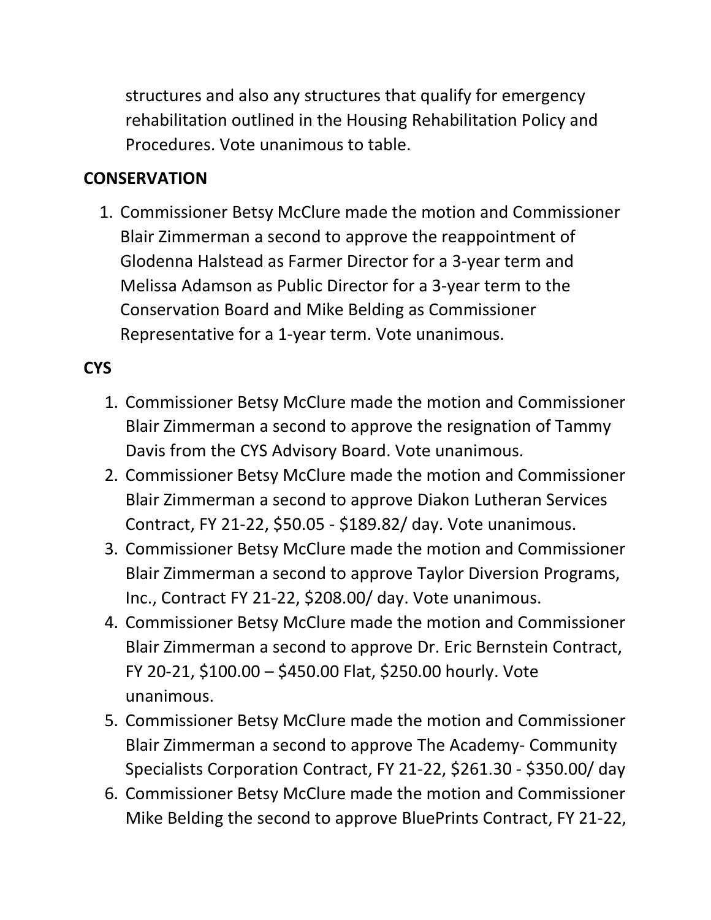structures and also any structures that qualify for emergency rehabilitation outlined in the Housing Rehabilitation Policy and Procedures. Vote unanimous to table.

**CONSERVATION**

1. Commissioner Betsy McClure made the motion and Commissioner Blair Zimmerman a second to approve the reappointment of Glodenna Halstead as Farmer Director for a 3-year term and Melissa Adamson as Public Director for a 3-year term to the Conservation Board and Mike Belding as Commissioner Representative for a 1-year term. Vote unanimous.

**CYS**

1. Commissioner Betsy McClure made the motion and Commissioner Blair Zimmerman a second to approve the resignation of Tammy Davis from the CYS Advisory Board. Vote unanimous.
2. Commissioner Betsy McClure made the motion and Commissioner Blair Zimmerman a second to approve Diakon Lutheran Services Contract, FY 21-22, $50.05 - $189.82/ day. Vote unanimous.
3. Commissioner Betsy McClure made the motion and Commissioner Blair Zimmerman a second to approve Taylor Diversion Programs, Inc., Contract FY 21-22, $208.00/ day. Vote unanimous.
4. Commissioner Betsy McClure made the motion and Commissioner Blair Zimmerman a second to approve Dr. Eric Bernstein Contract, FY 20-21, $100.00 – $450.00 Flat, $250.00 hourly. Vote unanimous.
5. Commissioner Betsy McClure made the motion and Commissioner Blair Zimmerman a second to approve The Academy- Community Specialists Corporation Contract, FY 21-22, $261.30 - $350.00/ day
6. Commissioner Betsy McClure made the motion and Commissioner Mike Belding the second to approve BluePrints Contract, FY 21-22,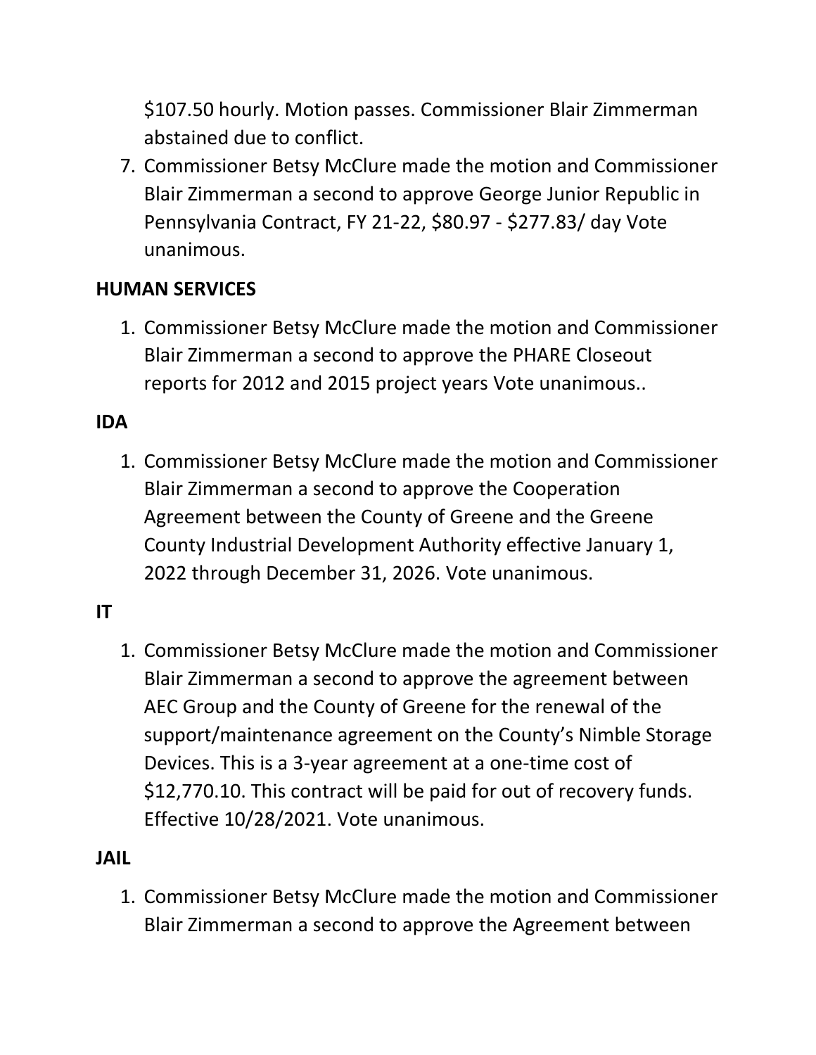$107.50 hourly. Motion passes. Commissioner Blair Zimmerman abstained due to conflict.

7. Commissioner Betsy McClure made the motion and Commissioner Blair Zimmerman a second to approve George Junior Republic in Pennsylvania Contract, FY 21-22, $80.97 - $277.83/ day Vote unanimous.

**HUMAN SERVICES**

1. Commissioner Betsy McClure made the motion and Commissioner Blair Zimmerman a second to approve the PHARE Closeout reports for 2012 and 2015 project years Vote unanimous..

**IDA**

1. Commissioner Betsy McClure made the motion and Commissioner Blair Zimmerman a second to approve the Cooperation Agreement between the County of Greene and the Greene County Industrial Development Authority effective January 1, 2022 through December 31, 2026. Vote unanimous.

**IT**

1. Commissioner Betsy McClure made the motion and Commissioner Blair Zimmerman a second to approve the agreement between AEC Group and the County of Greene for the renewal of the support/maintenance agreement on the County's Nimble Storage Devices. This is a 3-year agreement at a one-time cost of $12,770.10. This contract will be paid for out of recovery funds. Effective 10/28/2021. Vote unanimous.

**JAIL**

1. Commissioner Betsy McClure made the motion and Commissioner Blair Zimmerman a second to approve the Agreement between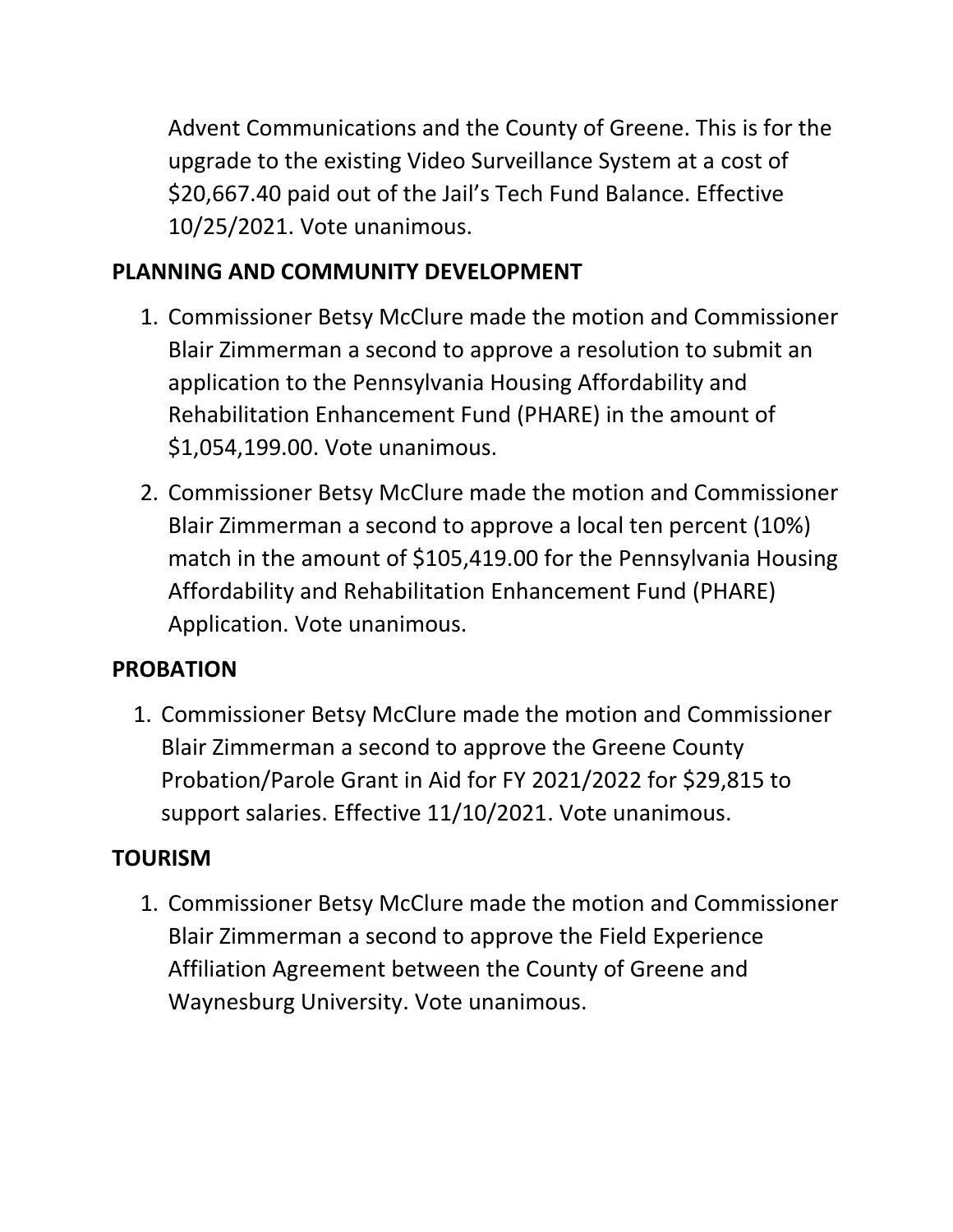Advent Communications and the County of Greene. This is for the upgrade to the existing Video Surveillance System at a cost of $20,667.40 paid out of the Jail's Tech Fund Balance. Effective 10/25/2021. Vote unanimous.

**PLANNING AND COMMUNITY DEVELOPMENT**

1. Commissioner Betsy McClure made the motion and Commissioner Blair Zimmerman a second to approve a resolution to submit an application to the Pennsylvania Housing Affordability and Rehabilitation Enhancement Fund (PHARE) in the amount of $1,054,199.00. Vote unanimous.
2. Commissioner Betsy McClure made the motion and Commissioner Blair Zimmerman a second to approve a local ten percent (10%) match in the amount of $105,419.00 for the Pennsylvania Housing Affordability and Rehabilitation Enhancement Fund (PHARE) Application. Vote unanimous.

**PROBATION**

1. Commissioner Betsy McClure made the motion and Commissioner Blair Zimmerman a second to approve the Greene County Probation/Parole Grant in Aid for FY 2021/2022 for $29,815 to support salaries. Effective 11/10/2021. Vote unanimous.

**TOURISM**

1. Commissioner Betsy McClure made the motion and Commissioner Blair Zimmerman a second to approve the Field Experience Affiliation Agreement between the County of Greene and Waynesburg University. Vote unanimous.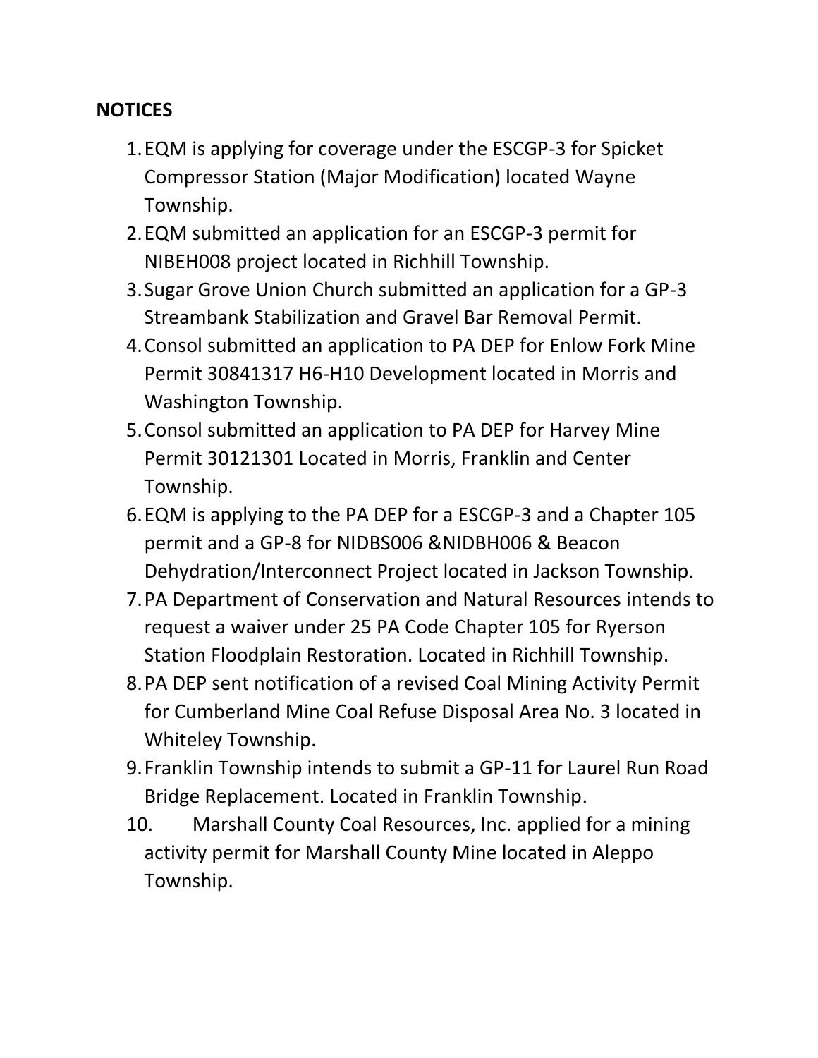**NOTICES**

1. EQM is applying for coverage under the ESCGP-3 for Spicket Compressor Station (Major Modification) located Wayne Township.
2. EQM submitted an application for an ESCGP-3 permit for NIBEH008 project located in Richhill Township.
3. Sugar Grove Union Church submitted an application for a GP-3 Streambank Stabilization and Gravel Bar Removal Permit.
4. Consol submitted an application to PA DEP for Enlow Fork Mine Permit 30841317 H6-H10 Development located in Morris and Washington Township.
5. Consol submitted an application to PA DEP for Harvey Mine Permit 30121301 Located in Morris, Franklin and Center Township.
6. EQM is applying to the PA DEP for a ESCGP-3 and a Chapter 105 permit and a GP-8 for NIDBS006 &NIDBH006 & Beacon Dehydration/Interconnect Project located in Jackson Township.
7. PA Department of Conservation and Natural Resources intends to request a waiver under 25 PA Code Chapter 105 for Ryerson Station Floodplain Restoration. Located in Richhill Township.
8. PA DEP sent notification of a revised Coal Mining Activity Permit for Cumberland Mine Coal Refuse Disposal Area No. 3 located in Whiteley Township.
9. Franklin Township intends to submit a GP-11 for Laurel Run Road Bridge Replacement. Located in Franklin Township.
10. Marshall County Coal Resources, Inc. applied for a mining activity permit for Marshall County Mine located in Aleppo Township.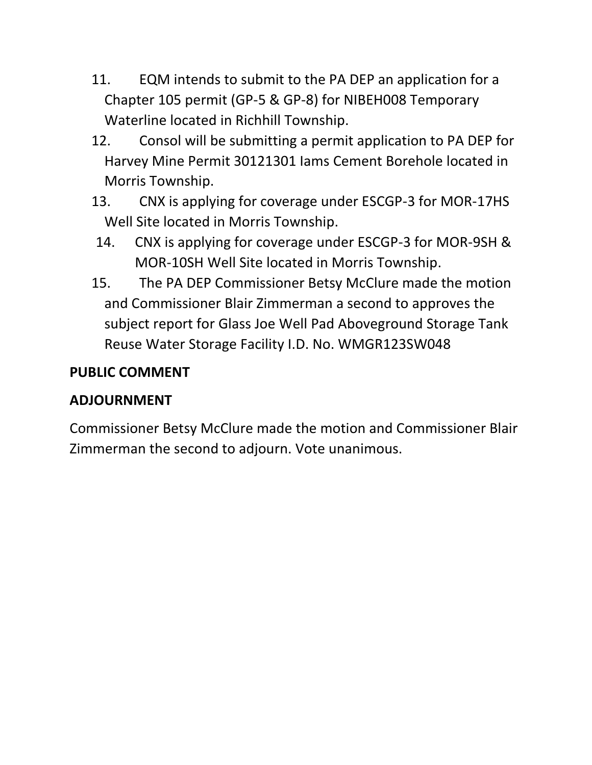11. EQM intends to submit to the PA DEP an application for a Chapter 105 permit (GP-5 & GP-8) for NIBEH008 Temporary Waterline located in Richhill Township.
12. Consol will be submitting a permit application to PA DEP for Harvey Mine Permit 30121301 Iams Cement Borehole located in Morris Township.
13. CNX is applying for coverage under ESCGP-3 for MOR-17HS Well Site located in Morris Township.
14. CNX is applying for coverage under ESCGP-3 for MOR-9SH & MOR-10SH Well Site located in Morris Township.
15. The PA DEP Commissioner Betsy McClure made the motion and Commissioner Blair Zimmerman a second to approves the subject report for Glass Joe Well Pad Aboveground Storage Tank Reuse Water Storage Facility I.D. No. WMGR123SW048

**PUBLIC COMMENT**

**ADJOURNMENT**

Commissioner Betsy McClure made the motion and Commissioner Blair Zimmerman the second to adjourn. Vote unanimous.